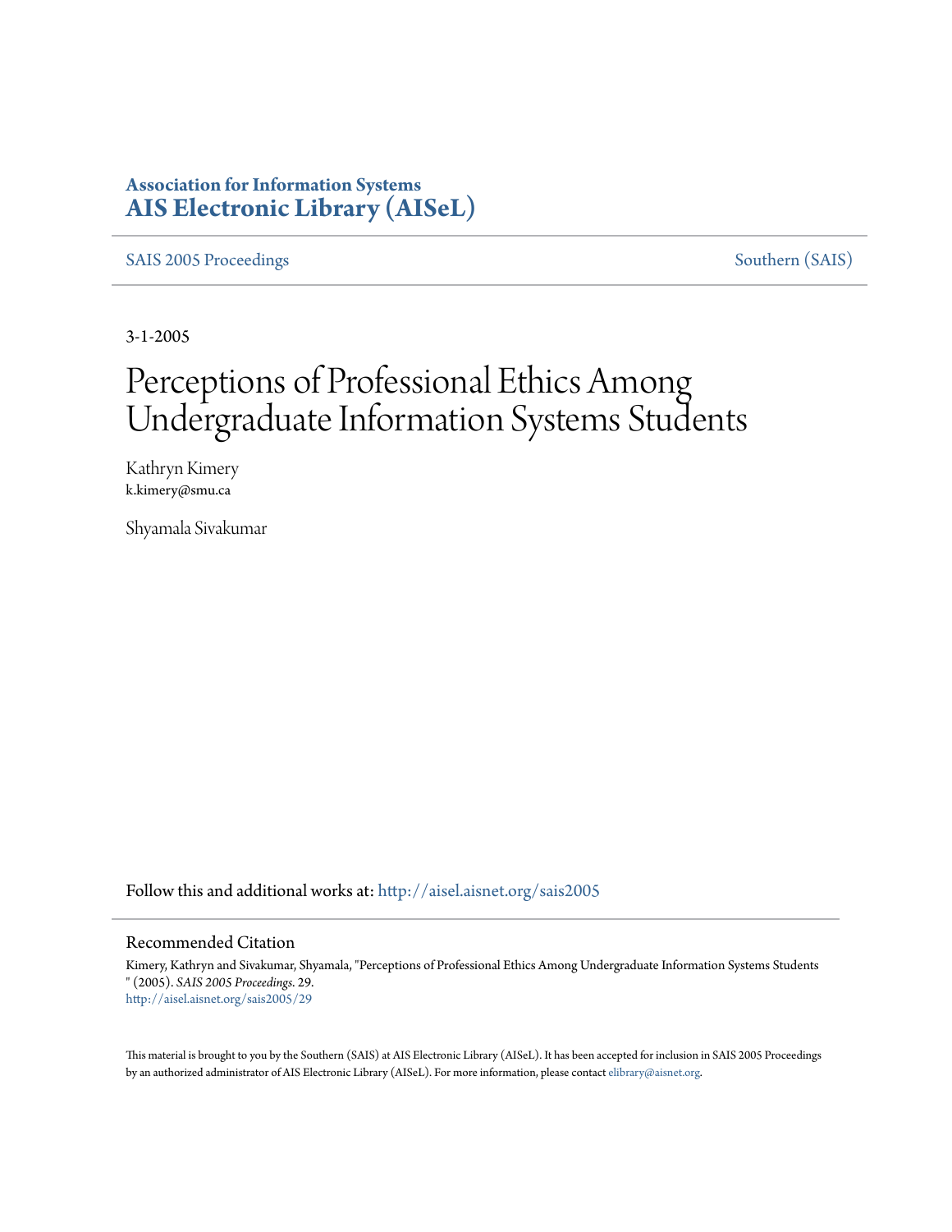# Association for Information Systems
# AIS Electronic Library (AISeL)

SAIS 2005 Proceedings | Southern (SAIS)

3-1-2005

# Perceptions of Professional Ethics Among Undergraduate Information Systems Students

Kathryn Kimery
k.kimery@smu.ca

Shyamala Sivakumar

Follow this and additional works at: http://aisel.aisnet.org/sais2005

## Recommended Citation

Kimery, Kathryn and Sivakumar, Shyamala, "Perceptions of Professional Ethics Among Undergraduate Information Systems Students " (2005). *SAIS 2005 Proceedings*. 29.
http://aisel.aisnet.org/sais2005/29

This material is brought to you by the Southern (SAIS) at AIS Electronic Library (AISeL). It has been accepted for inclusion in SAIS 2005 Proceedings by an authorized administrator of AIS Electronic Library (AISeL). For more information, please contact elibrary@aisnet.org.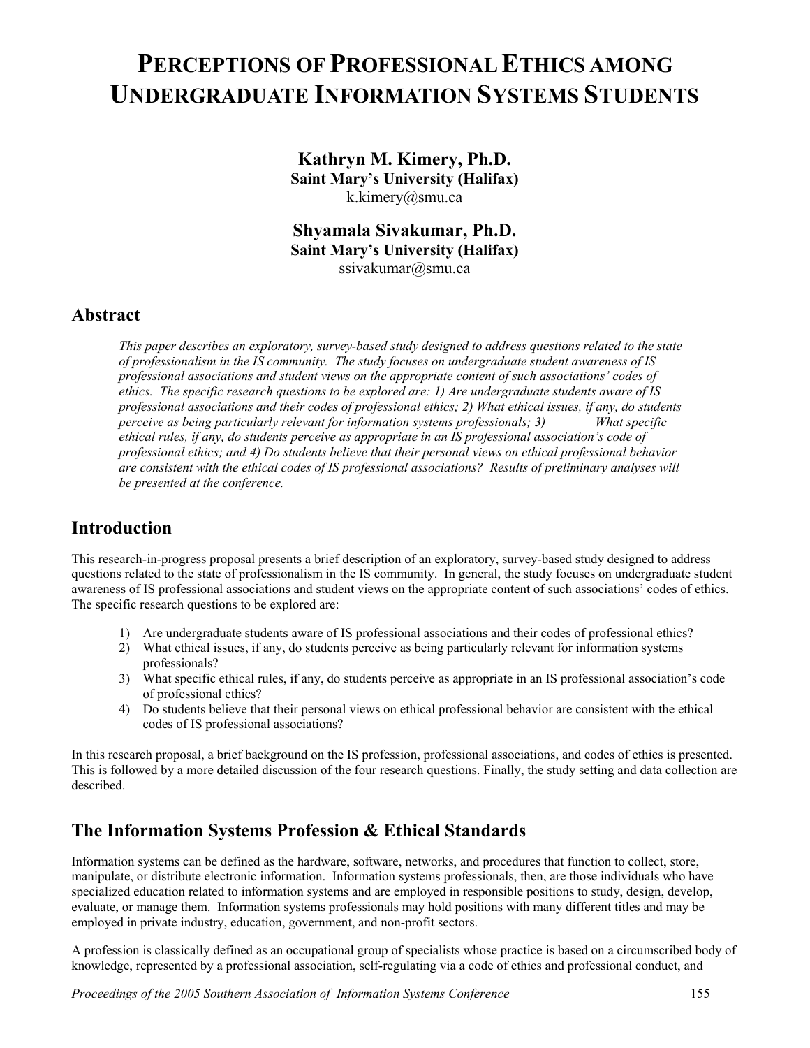# PERCEPTIONS OF PROFESSIONAL ETHICS AMONG UNDERGRADUATE INFORMATION SYSTEMS STUDENTS

**Kathryn M. Kimery, Ph.D.**
**Saint Mary's University (Halifax)**
k.kimery@smu.ca

**Shyamala Sivakumar, Ph.D.**
**Saint Mary's University (Halifax)**
ssivakumar@smu.ca

## Abstract

*This paper describes an exploratory, survey-based study designed to address questions related to the state of professionalism in the IS community. The study focuses on undergraduate student awareness of IS professional associations and student views on the appropriate content of such associations' codes of ethics. The specific research questions to be explored are: 1) Are undergraduate students aware of IS professional associations and their codes of professional ethics; 2) What ethical issues, if any, do students perceive as being particularly relevant for information systems professionals; 3) What specific ethical rules, if any, do students perceive as appropriate in an IS professional association's code of professional ethics; and 4) Do students believe that their personal views on ethical professional behavior are consistent with the ethical codes of IS professional associations? Results of preliminary analyses will be presented at the conference.*

## Introduction

This research-in-progress proposal presents a brief description of an exploratory, survey-based study designed to address questions related to the state of professionalism in the IS community. In general, the study focuses on undergraduate student awareness of IS professional associations and student views on the appropriate content of such associations' codes of ethics. The specific research questions to be explored are:

1) Are undergraduate students aware of IS professional associations and their codes of professional ethics?
2) What ethical issues, if any, do students perceive as being particularly relevant for information systems professionals?
3) What specific ethical rules, if any, do students perceive as appropriate in an IS professional association's code of professional ethics?
4) Do students believe that their personal views on ethical professional behavior are consistent with the ethical codes of IS professional associations?

In this research proposal, a brief background on the IS profession, professional associations, and codes of ethics is presented. This is followed by a more detailed discussion of the four research questions. Finally, the study setting and data collection are described.

## The Information Systems Profession & Ethical Standards

Information systems can be defined as the hardware, software, networks, and procedures that function to collect, store, manipulate, or distribute electronic information. Information systems professionals, then, are those individuals who have specialized education related to information systems and are employed in responsible positions to study, design, develop, evaluate, or manage them. Information systems professionals may hold positions with many different titles and may be employed in private industry, education, government, and non-profit sectors.

A profession is classically defined as an occupational group of specialists whose practice is based on a circumscribed body of knowledge, represented by a professional association, self-regulating via a code of ethics and professional conduct, and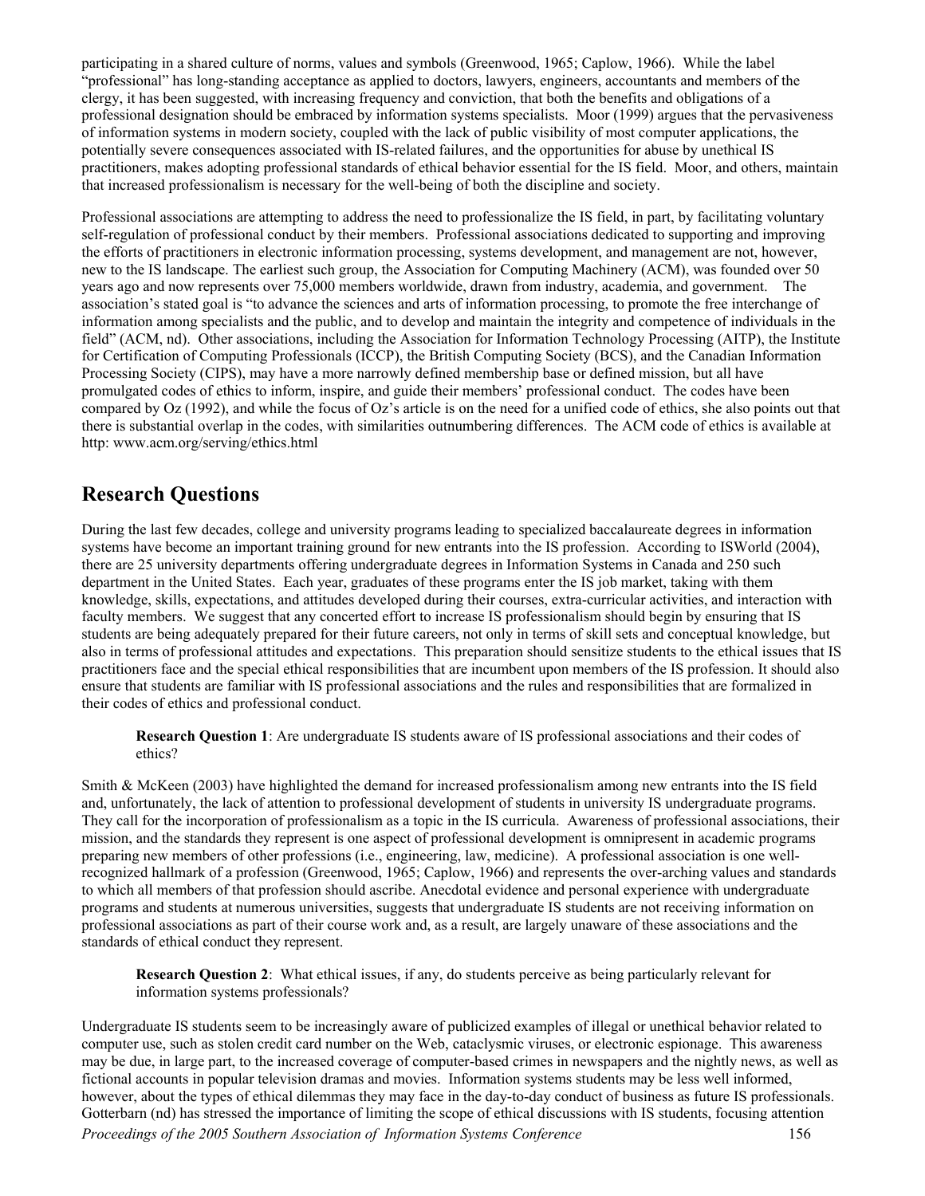participating in a shared culture of norms, values and symbols (Greenwood, 1965; Caplow, 1966). While the label "professional" has long-standing acceptance as applied to doctors, lawyers, engineers, accountants and members of the clergy, it has been suggested, with increasing frequency and conviction, that both the benefits and obligations of a professional designation should be embraced by information systems specialists. Moor (1999) argues that the pervasiveness of information systems in modern society, coupled with the lack of public visibility of most computer applications, the potentially severe consequences associated with IS-related failures, and the opportunities for abuse by unethical IS practitioners, makes adopting professional standards of ethical behavior essential for the IS field. Moor, and others, maintain that increased professionalism is necessary for the well-being of both the discipline and society.

Professional associations are attempting to address the need to professionalize the IS field, in part, by facilitating voluntary self-regulation of professional conduct by their members. Professional associations dedicated to supporting and improving the efforts of practitioners in electronic information processing, systems development, and management are not, however, new to the IS landscape. The earliest such group, the Association for Computing Machinery (ACM), was founded over 50 years ago and now represents over 75,000 members worldwide, drawn from industry, academia, and government. The association's stated goal is "to advance the sciences and arts of information processing, to promote the free interchange of information among specialists and the public, and to develop and maintain the integrity and competence of individuals in the field" (ACM, nd). Other associations, including the Association for Information Technology Processing (AITP), the Institute for Certification of Computing Professionals (ICCP), the British Computing Society (BCS), and the Canadian Information Processing Society (CIPS), may have a more narrowly defined membership base or defined mission, but all have promulgated codes of ethics to inform, inspire, and guide their members' professional conduct. The codes have been compared by Oz (1992), and while the focus of Oz's article is on the need for a unified code of ethics, she also points out that there is substantial overlap in the codes, with similarities outnumbering differences. The ACM code of ethics is available at http: www.acm.org/serving/ethics.html

## Research Questions

During the last few decades, college and university programs leading to specialized baccalaureate degrees in information systems have become an important training ground for new entrants into the IS profession. According to ISWorld (2004), there are 25 university departments offering undergraduate degrees in Information Systems in Canada and 250 such department in the United States. Each year, graduates of these programs enter the IS job market, taking with them knowledge, skills, expectations, and attitudes developed during their courses, extra-curricular activities, and interaction with faculty members. We suggest that any concerted effort to increase IS professionalism should begin by ensuring that IS students are being adequately prepared for their future careers, not only in terms of skill sets and conceptual knowledge, but also in terms of professional attitudes and expectations. This preparation should sensitize students to the ethical issues that IS practitioners face and the special ethical responsibilities that are incumbent upon members of the IS profession. It should also ensure that students are familiar with IS professional associations and the rules and responsibilities that are formalized in their codes of ethics and professional conduct.

> **Research Question 1**: Are undergraduate IS students aware of IS professional associations and their codes of ethics?

Smith & McKeen (2003) have highlighted the demand for increased professionalism among new entrants into the IS field and, unfortunately, the lack of attention to professional development of students in university IS undergraduate programs. They call for the incorporation of professionalism as a topic in the IS curricula. Awareness of professional associations, their mission, and the standards they represent is one aspect of professional development is omnipresent in academic programs preparing new members of other professions (i.e., engineering, law, medicine). A professional association is one well-recognized hallmark of a profession (Greenwood, 1965; Caplow, 1966) and represents the over-arching values and standards to which all members of that profession should ascribe. Anecdotal evidence and personal experience with undergraduate programs and students at numerous universities, suggests that undergraduate IS students are not receiving information on professional associations as part of their course work and, as a result, are largely unaware of these associations and the standards of ethical conduct they represent.

> **Research Question 2**: What ethical issues, if any, do students perceive as being particularly relevant for information systems professionals?

Undergraduate IS students seem to be increasingly aware of publicized examples of illegal or unethical behavior related to computer use, such as stolen credit card number on the Web, cataclysmic viruses, or electronic espionage. This awareness may be due, in large part, to the increased coverage of computer-based crimes in newspapers and the nightly news, as well as fictional accounts in popular television dramas and movies. Information systems students may be less well informed, however, about the types of ethical dilemmas they may face in the day-to-day conduct of business as future IS professionals. Gotterbarn (nd) has stressed the importance of limiting the scope of ethical discussions with IS students, focusing attention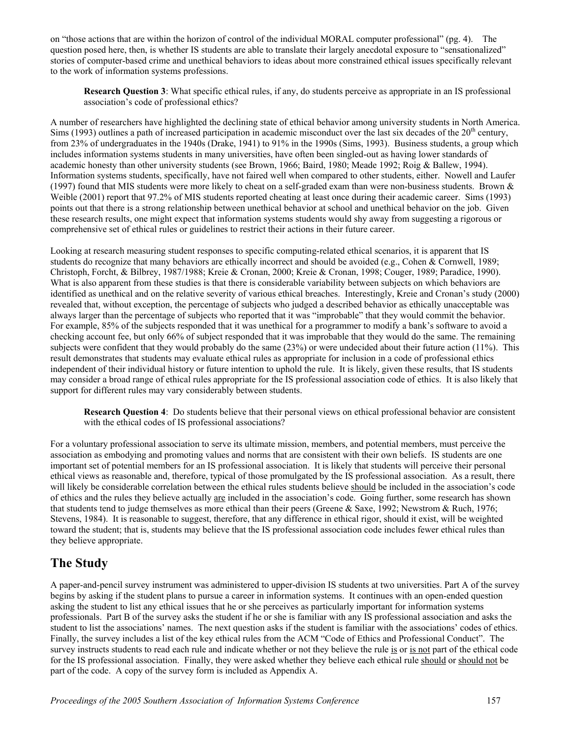on "those actions that are within the horizon of control of the individual MORAL computer professional" (pg. 4). The question posed here, then, is whether IS students are able to translate their largely anecdotal exposure to "sensationalized" stories of computer-based crime and unethical behaviors to ideas about more constrained ethical issues specifically relevant to the work of information systems professions.

> **Research Question 3**: What specific ethical rules, if any, do students perceive as appropriate in an IS professional association's code of professional ethics?

A number of researchers have highlighted the declining state of ethical behavior among university students in North America. Sims (1993) outlines a path of increased participation in academic misconduct over the last six decades of the 20th century, from 23% of undergraduates in the 1940s (Drake, 1941) to 91% in the 1990s (Sims, 1993). Business students, a group which includes information systems students in many universities, have often been singled-out as having lower standards of academic honesty than other university students (see Brown, 1966; Baird, 1980; Meade 1992; Roig & Ballew, 1994). Information systems students, specifically, have not faired well when compared to other students, either. Nowell and Laufer (1997) found that MIS students were more likely to cheat on a self-graded exam than were non-business students. Brown & Weible (2001) report that 97.2% of MIS students reported cheating at least once during their academic career. Sims (1993) points out that there is a strong relationship between unethical behavior at school and unethical behavior on the job. Given these research results, one might expect that information systems students would shy away from suggesting a rigorous or comprehensive set of ethical rules or guidelines to restrict their actions in their future career.

Looking at research measuring student responses to specific computing-related ethical scenarios, it is apparent that IS students do recognize that many behaviors are ethically incorrect and should be avoided (e.g., Cohen & Cornwell, 1989; Christoph, Forcht, & Bilbrey, 1987/1988; Kreie & Cronan, 2000; Kreie & Cronan, 1998; Couger, 1989; Paradice, 1990). What is also apparent from these studies is that there is considerable variability between subjects on which behaviors are identified as unethical and on the relative severity of various ethical breaches. Interestingly, Kreie and Cronan's study (2000) revealed that, without exception, the percentage of subjects who judged a described behavior as ethically unacceptable was always larger than the percentage of subjects who reported that it was "improbable" that they would commit the behavior. For example, 85% of the subjects responded that it was unethical for a programmer to modify a bank's software to avoid a checking account fee, but only 66% of subject responded that it was improbable that they would do the same. The remaining subjects were confident that they would probably do the same (23%) or were undecided about their future action (11%). This result demonstrates that students may evaluate ethical rules as appropriate for inclusion in a code of professional ethics independent of their individual history or future intention to uphold the rule. It is likely, given these results, that IS students may consider a broad range of ethical rules appropriate for the IS professional association code of ethics. It is also likely that support for different rules may vary considerably between students.

> **Research Question 4**: Do students believe that their personal views on ethical professional behavior are consistent with the ethical codes of IS professional associations?

For a voluntary professional association to serve its ultimate mission, members, and potential members, must perceive the association as embodying and promoting values and norms that are consistent with their own beliefs. IS students are one important set of potential members for an IS professional association. It is likely that students will perceive their personal ethical views as reasonable and, therefore, typical of those promulgated by the IS professional association. As a result, there will likely be considerable correlation between the ethical rules students believe should be included in the association's code of ethics and the rules they believe actually are included in the association's code. Going further, some research has shown that students tend to judge themselves as more ethical than their peers (Greene & Saxe, 1992; Newstrom & Ruch, 1976; Stevens, 1984). It is reasonable to suggest, therefore, that any difference in ethical rigor, should it exist, will be weighted toward the student; that is, students may believe that the IS professional association code includes fewer ethical rules than they believe appropriate.

## The Study

A paper-and-pencil survey instrument was administered to upper-division IS students at two universities. Part A of the survey begins by asking if the student plans to pursue a career in information systems. It continues with an open-ended question asking the student to list any ethical issues that he or she perceives as particularly important for information systems professionals. Part B of the survey asks the student if he or she is familiar with any IS professional association and asks the student to list the associations' names. The next question asks if the student is familiar with the associations' codes of ethics. Finally, the survey includes a list of the key ethical rules from the ACM "Code of Ethics and Professional Conduct". The survey instructs students to read each rule and indicate whether or not they believe the rule is or is not part of the ethical code for the IS professional association. Finally, they were asked whether they believe each ethical rule should or should not be part of the code. A copy of the survey form is included as Appendix A.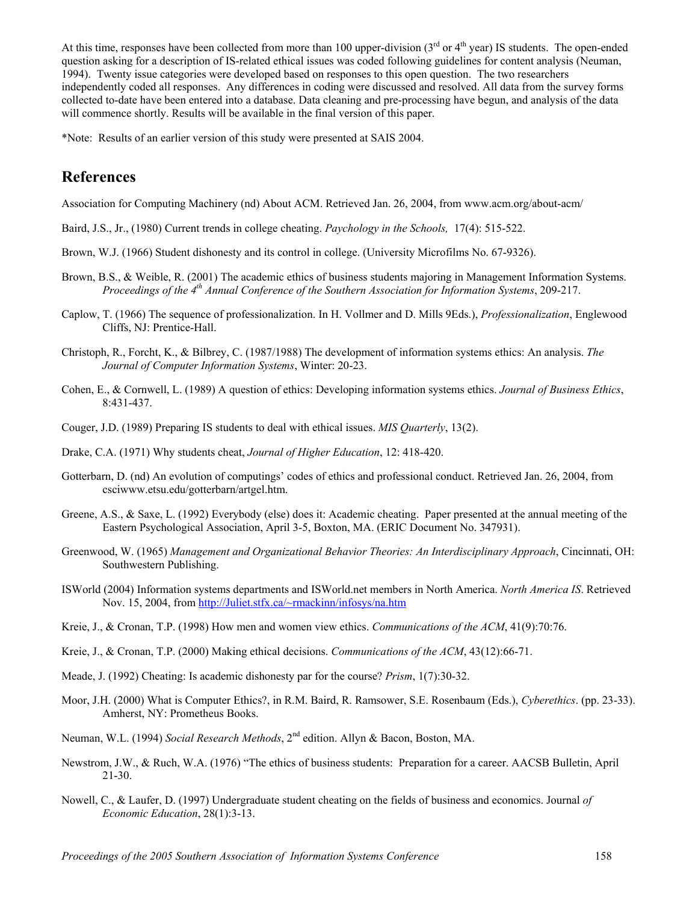At this time, responses have been collected from more than 100 upper-division (3rd or 4th year) IS students. The open-ended question asking for a description of IS-related ethical issues was coded following guidelines for content analysis (Neuman, 1994). Twenty issue categories were developed based on responses to this open question. The two researchers independently coded all responses. Any differences in coding were discussed and resolved. All data from the survey forms collected to-date have been entered into a database. Data cleaning and pre-processing have begun, and analysis of the data will commence shortly. Results will be available in the final version of this paper.

*Note: Results of an earlier version of this study were presented at SAIS 2004.

## References

Association for Computing Machinery (nd) About ACM. Retrieved Jan. 26, 2004, from www.acm.org/about-acm/

Baird, J.S., Jr., (1980) Current trends in college cheating. *Paychology in the Schools,* 17(4): 515-522.

Brown, W.J. (1966) Student dishonesty and its control in college. (University Microfilms No. 67-9326).

Brown, B.S., & Weible, R. (2001) The academic ethics of business students majoring in Management Information Systems. *Proceedings of the 4th Annual Conference of the Southern Association for Information Systems*, 209-217.

Caplow, T. (1966) The sequence of professionalization. In H. Vollmer and D. Mills 9Eds.), *Professionalization*, Englewood Cliffs, NJ: Prentice-Hall.

Christoph, R., Forcht, K., & Bilbrey, C. (1987/1988) The development of information systems ethics: An analysis. *The Journal of Computer Information Systems*, Winter: 20-23.

Cohen, E., & Cornwell, L. (1989) A question of ethics: Developing information systems ethics. *Journal of Business Ethics*, 8:431-437.

Couger, J.D. (1989) Preparing IS students to deal with ethical issues. *MIS Quarterly*, 13(2).

Drake, C.A. (1971) Why students cheat, *Journal of Higher Education*, 12: 418-420.

Gotterbarn, D. (nd) An evolution of computings' codes of ethics and professional conduct. Retrieved Jan. 26, 2004, from csciwww.etsu.edu/gotterbarn/artgel.htm.

Greene, A.S., & Saxe, L. (1992) Everybody (else) does it: Academic cheating. Paper presented at the annual meeting of the Eastern Psychological Association, April 3-5, Boxton, MA. (ERIC Document No. 347931).

Greenwood, W. (1965) *Management and Organizational Behavior Theories: An Interdisciplinary Approach*, Cincinnati, OH: Southwestern Publishing.

ISWorld (2004) Information systems departments and ISWorld.net members in North America. *North America IS*. Retrieved Nov. 15, 2004, from http://Juliet.stfx.ca/~rmackinn/infosys/na.htm

Kreie, J., & Cronan, T.P. (1998) How men and women view ethics. *Communications of the ACM*, 41(9):70:76.

Kreie, J., & Cronan, T.P. (2000) Making ethical decisions. *Communications of the ACM*, 43(12):66-71.

Meade, J. (1992) Cheating: Is academic dishonesty par for the course? *Prism*, 1(7):30-32.

Moor, J.H. (2000) What is Computer Ethics?, in R.M. Baird, R. Ramsower, S.E. Rosenbaum (Eds.), *Cyberethics*. (pp. 23-33). Amherst, NY: Prometheus Books.

Neuman, W.L. (1994) *Social Research Methods*, 2nd edition. Allyn & Bacon, Boston, MA.

Newstrom, J.W., & Ruch, W.A. (1976) "The ethics of business students: Preparation for a career. AACSB Bulletin, April 21-30.

Nowell, C., & Laufer, D. (1997) Undergraduate student cheating on the fields of business and economics. Journal *of Economic Education*, 28(1):3-13.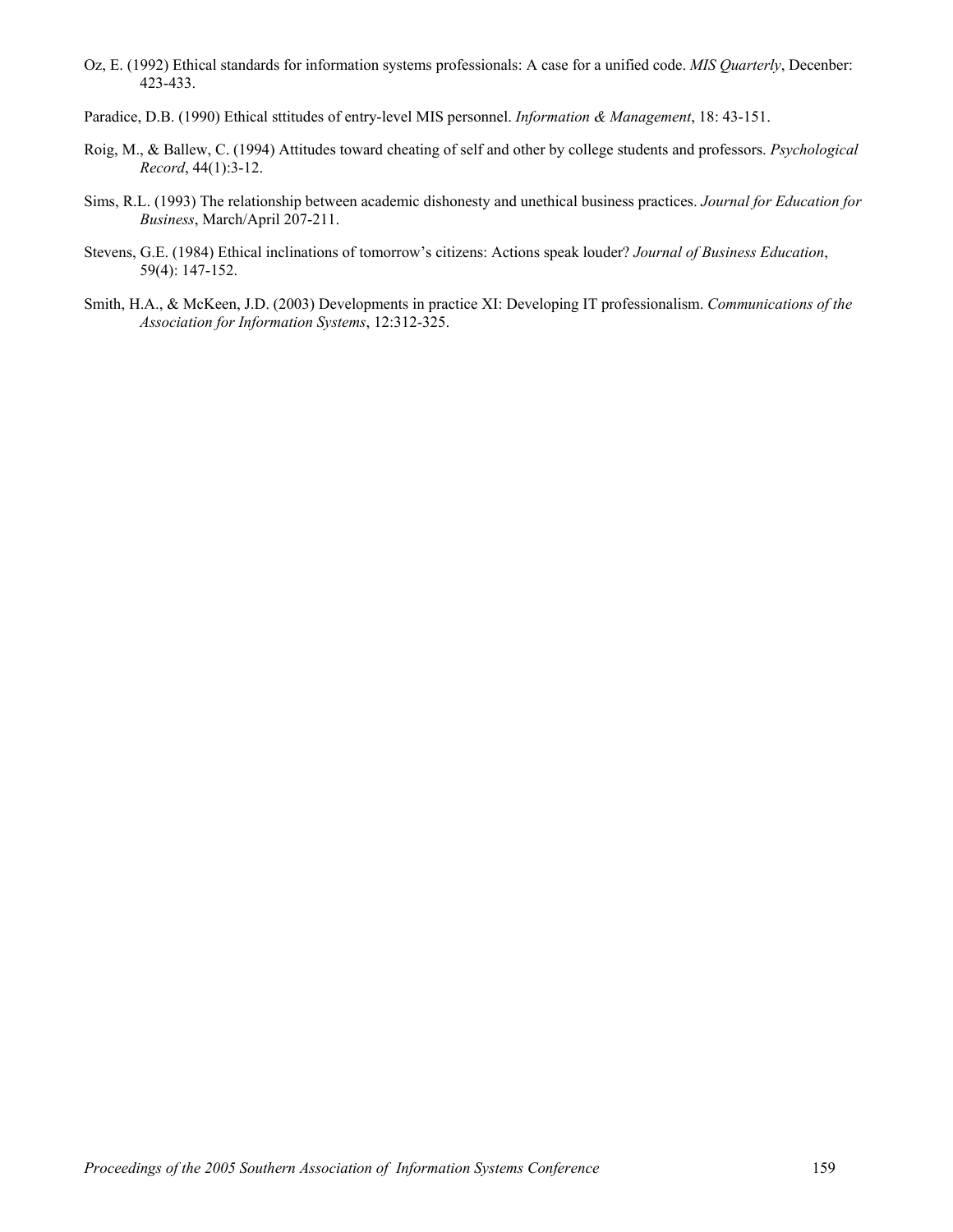Oz, E. (1992) Ethical standards for information systems professionals: A case for a unified code. *MIS Quarterly*, Decenber: 423-433.

Paradice, D.B. (1990) Ethical sttitudes of entry-level MIS personnel. *Information & Management*, 18: 43-151.

Roig, M., & Ballew, C. (1994) Attitudes toward cheating of self and other by college students and professors. *Psychological Record*, 44(1):3-12.

Sims, R.L. (1993) The relationship between academic dishonesty and unethical business practices. *Journal for Education for Business*, March/April 207-211.

Stevens, G.E. (1984) Ethical inclinations of tomorrow's citizens: Actions speak louder? *Journal of Business Education*, 59(4): 147-152.

Smith, H.A., & McKeen, J.D. (2003) Developments in practice XI: Developing IT professionalism. *Communications of the Association for Information Systems*, 12:312-325.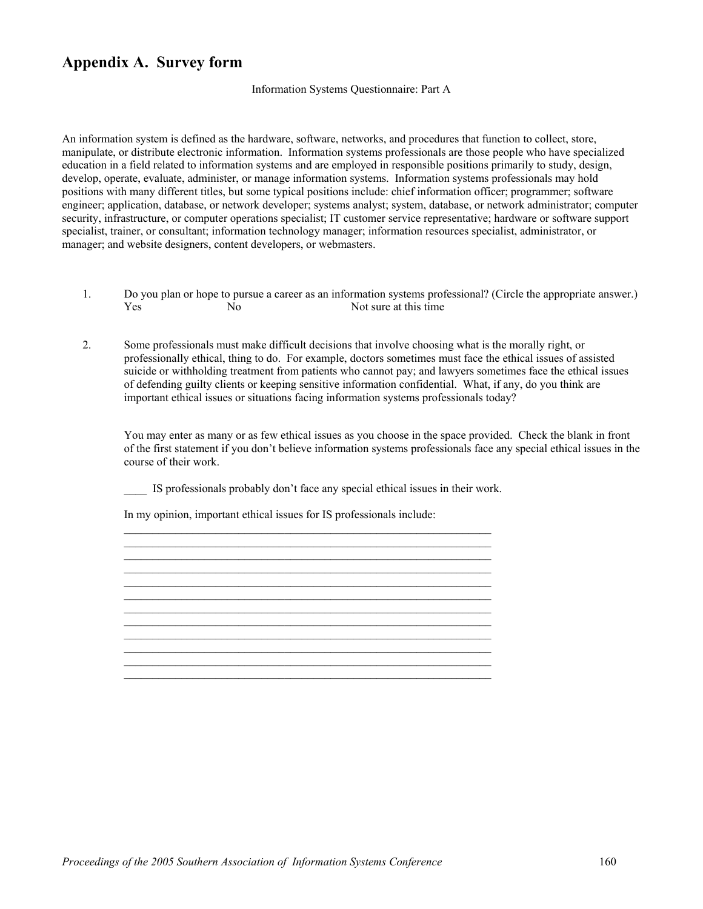## Appendix A. Survey form

Information Systems Questionnaire: Part A

An information system is defined as the hardware, software, networks, and procedures that function to collect, store, manipulate, or distribute electronic information. Information systems professionals are those people who have specialized education in a field related to information systems and are employed in responsible positions primarily to study, design, develop, operate, evaluate, administer, or manage information systems. Information systems professionals may hold positions with many different titles, but some typical positions include: chief information officer; programmer; software engineer; application, database, or network developer; systems analyst; system, database, or network administrator; computer security, infrastructure, or computer operations specialist; IT customer service representative; hardware or software support specialist, trainer, or consultant; information technology manager; information resources specialist, administrator, or manager; and website designers, content developers, or webmasters.

1. Do you plan or hope to pursue a career as an information systems professional? (Circle the appropriate answer.)
   Yes No Not sure at this time

2. Some professionals must make difficult decisions that involve choosing what is the morally right, or professionally ethical, thing to do. For example, doctors sometimes must face the ethical issues of assisted suicide or withholding treatment from patients who cannot pay; and lawyers sometimes face the ethical issues of defending guilty clients or keeping sensitive information confidential. What, if any, do you think are important ethical issues or situations facing information systems professionals today?

   You may enter as many or as few ethical issues as you choose in the space provided. Check the blank in front of the first statement if you don't believe information systems professionals face any special ethical issues in the course of their work.

   ____ IS professionals probably don't face any special ethical issues in their work.

   In my opinion, important ethical issues for IS professionals include:

   ____________________________________________________________________
   ____________________________________________________________________
   ____________________________________________________________________
   ____________________________________________________________________
   ____________________________________________________________________
   ____________________________________________________________________
   ____________________________________________________________________
   ____________________________________________________________________
   ____________________________________________________________________
   ____________________________________________________________________
   ____________________________________________________________________
   ____________________________________________________________________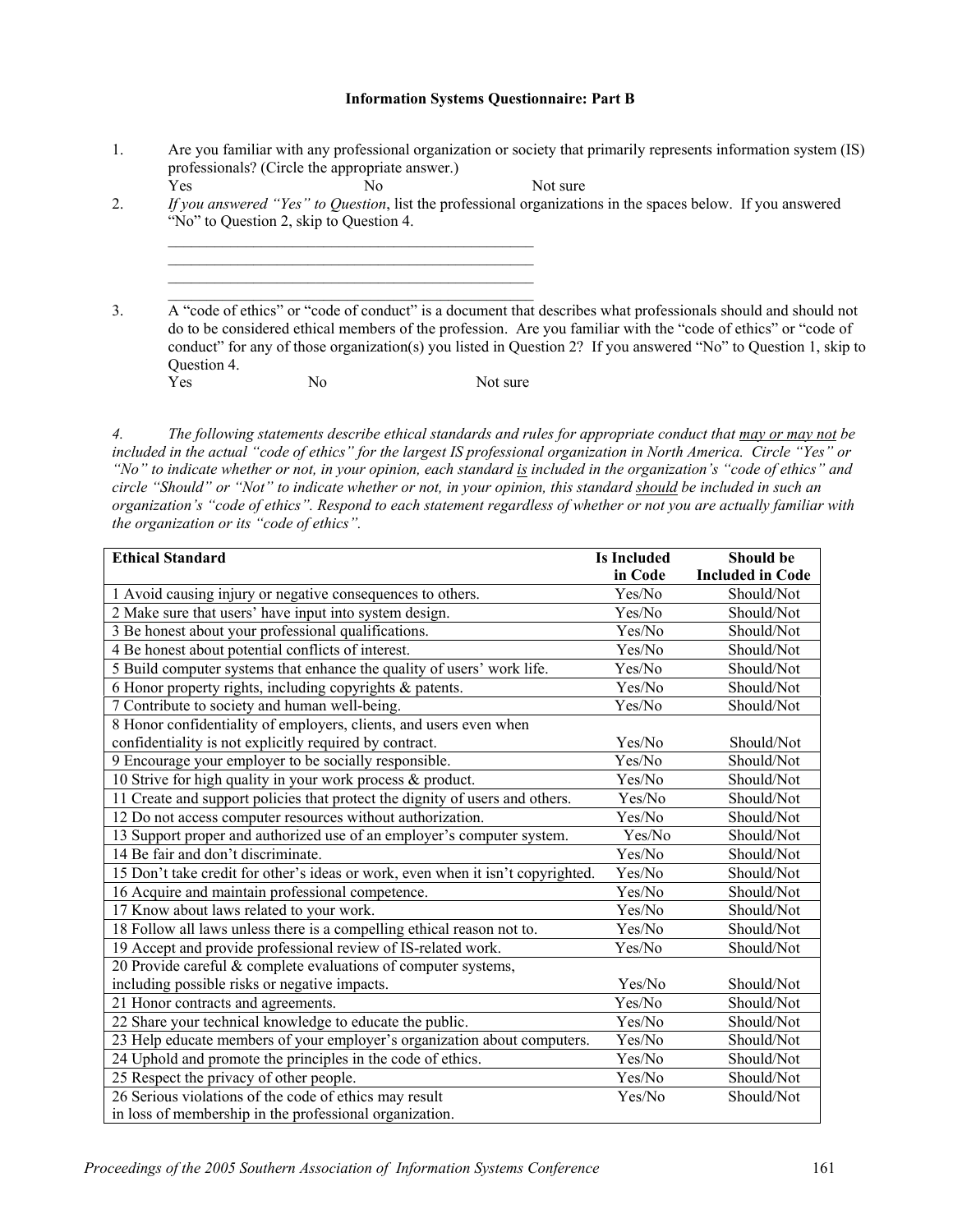**Information Systems Questionnaire: Part B**

1. Are you familiar with any professional organization or society that primarily represents information system (IS) professionals? (Circle the appropriate answer.)

   Yes No Not sure

2. *If you answered "Yes" to Question*, list the professional organizations in the spaces below. If you answered "No" to Question 2, skip to Question 4.

   \_\_\_\_\_\_\_\_\_\_\_\_\_\_\_\_\_\_\_\_\_\_\_\_\_\_\_\_\_\_\_\_\_\_\_\_\_\_\_\_\_\_\_\_

   \_\_\_\_\_\_\_\_\_\_\_\_\_\_\_\_\_\_\_\_\_\_\_\_\_\_\_\_\_\_\_\_\_\_\_\_\_\_\_\_\_\_\_\_

   \_\_\_\_\_\_\_\_\_\_\_\_\_\_\_\_\_\_\_\_\_\_\_\_\_\_\_\_\_\_\_\_\_\_\_\_\_\_\_\_\_\_\_\_

   \_\_\_\_\_\_\_\_\_\_\_\_\_\_\_\_\_\_\_\_\_\_\_\_\_\_\_\_\_\_\_\_\_\_\_\_\_\_\_\_\_\_\_\_

3. A "code of ethics" or "code of conduct" is a document that describes what professionals should and should not do to be considered ethical members of the profession. Are you familiar with the "code of ethics" or "code of conduct" for any of those organization(s) you listed in Question 2? If you answered "No" to Question 1, skip to Question 4.

   Yes No Not sure

*4. The following statements describe ethical standards and rules for appropriate conduct that <u>may or may not</u> be included in the actual "code of ethics" for the largest IS professional organization in North America. Circle "Yes" or "No" to indicate whether or not, in your opinion, each standard <u>is</u> included in the organization's "code of ethics" and circle "Should" or "Not" to indicate whether or not, in your opinion, this standard <u>should</u> be included in such an organization's "code of ethics". Respond to each statement regardless of whether or not you are actually familiar with the organization or its "code of ethics".*

| Ethical Standard | Is Included in Code | Should be Included in Code |
|---|---|---|
| 1 Avoid causing injury or negative consequences to others. | Yes/No | Should/Not |
| 2 Make sure that users' have input into system design. | Yes/No | Should/Not |
| 3 Be honest about your professional qualifications. | Yes/No | Should/Not |
| 4 Be honest about potential conflicts of interest. | Yes/No | Should/Not |
| 5 Build computer systems that enhance the quality of users' work life. | Yes/No | Should/Not |
| 6 Honor property rights, including copyrights & patents. | Yes/No | Should/Not |
| 7 Contribute to society and human well-being. | Yes/No | Should/Not |
| 8 Honor confidentiality of employers, clients, and users even when confidentiality is not explicitly required by contract. | Yes/No | Should/Not |
| 9 Encourage your employer to be socially responsible. | Yes/No | Should/Not |
| 10 Strive for high quality in your work process & product. | Yes/No | Should/Not |
| 11 Create and support policies that protect the dignity of users and others. | Yes/No | Should/Not |
| 12 Do not access computer resources without authorization. | Yes/No | Should/Not |
| 13 Support proper and authorized use of an employer's computer system. | Yes/No | Should/Not |
| 14 Be fair and don't discriminate. | Yes/No | Should/Not |
| 15 Don't take credit for other's ideas or work, even when it isn't copyrighted. | Yes/No | Should/Not |
| 16 Acquire and maintain professional competence. | Yes/No | Should/Not |
| 17 Know about laws related to your work. | Yes/No | Should/Not |
| 18 Follow all laws unless there is a compelling ethical reason not to. | Yes/No | Should/Not |
| 19 Accept and provide professional review of IS-related work. | Yes/No | Should/Not |
| 20 Provide careful & complete evaluations of computer systems, including possible risks or negative impacts. | Yes/No | Should/Not |
| 21 Honor contracts and agreements. | Yes/No | Should/Not |
| 22 Share your technical knowledge to educate the public. | Yes/No | Should/Not |
| 23 Help educate members of your employer's organization about computers. | Yes/No | Should/Not |
| 24 Uphold and promote the principles in the code of ethics. | Yes/No | Should/Not |
| 25 Respect the privacy of other people. | Yes/No | Should/Not |
| 26 Serious violations of the code of ethics may result in loss of membership in the professional organization. | Yes/No | Should/Not |